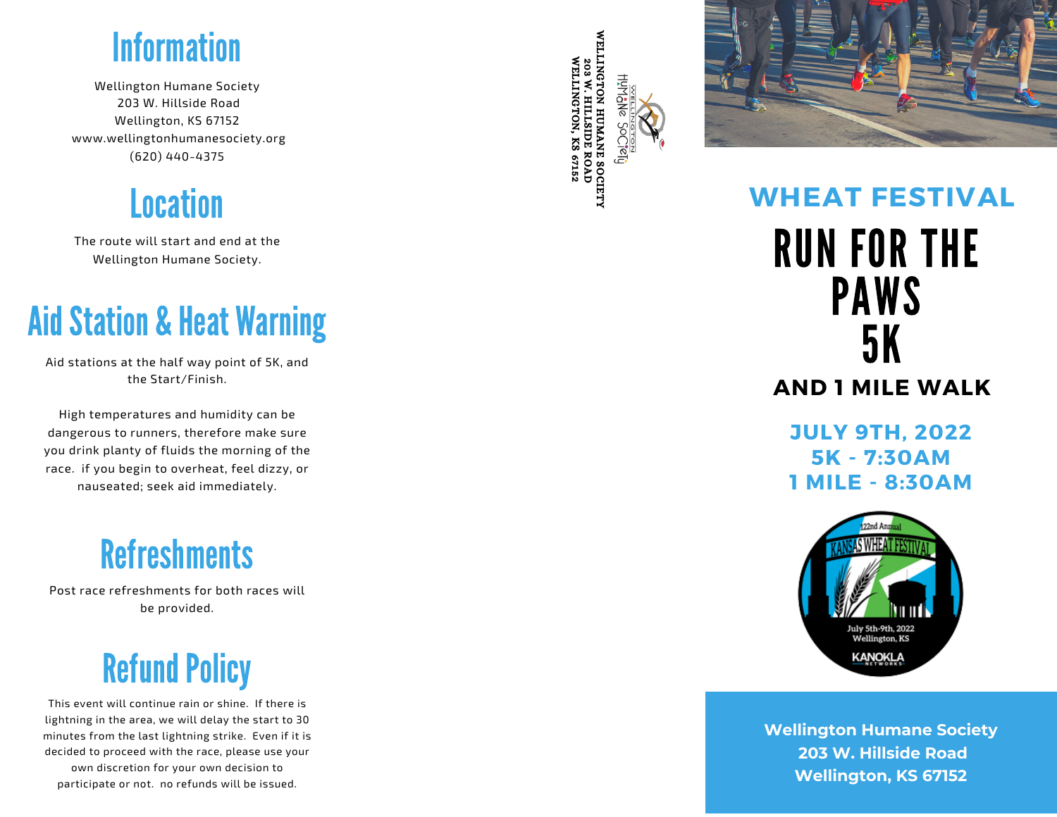# Information

Wellington Humane Society
203 W. Hillside Road
Wellington, KS 67152
www.wellingtonhumanesociety.org
(620) 440-4375

# Location

The route will start and end at the Wellington Humane Society.

# Aid Station & Heat Warning

Aid stations at the half way point of 5K, and the Start/Finish.

High temperatures and humidity can be dangerous to runners, therefore make sure you drink planty of fluids the morning of the race. if you begin to overheat, feel dizzy, or nauseated; seek aid immediately.

# Refreshments

Post race refreshments for both races will be provided.

# Refund Policy

This event will continue rain or shine. If there is lightning in the area, we will delay the start to 30 minutes from the last lightning strike. Even if it is decided to proceed with the race, please use your own discretion for your own decision to participate or not. no refunds will be issued.

Wellington Humane Society

WELLINGTON HUMANE SOCIETY
203 W. HILLSIDE ROAD
WELLINGTON, KS 67152

## WHEAT FESTIVAL

# RUN FOR THE PAWS 5K

## AND 1 MILE WALK

**JULY 9TH, 2022**
**5K - 7:30AM**
**1 MILE - 8:30AM**

122nd Annual
KANSAS WHEAT FESTIVAL
July 5th-9th, 2022
Wellington, KS
KANOKLA NETWORKS

**Wellington Humane Society**
**203 W. Hillside Road**
**Wellington, KS 67152**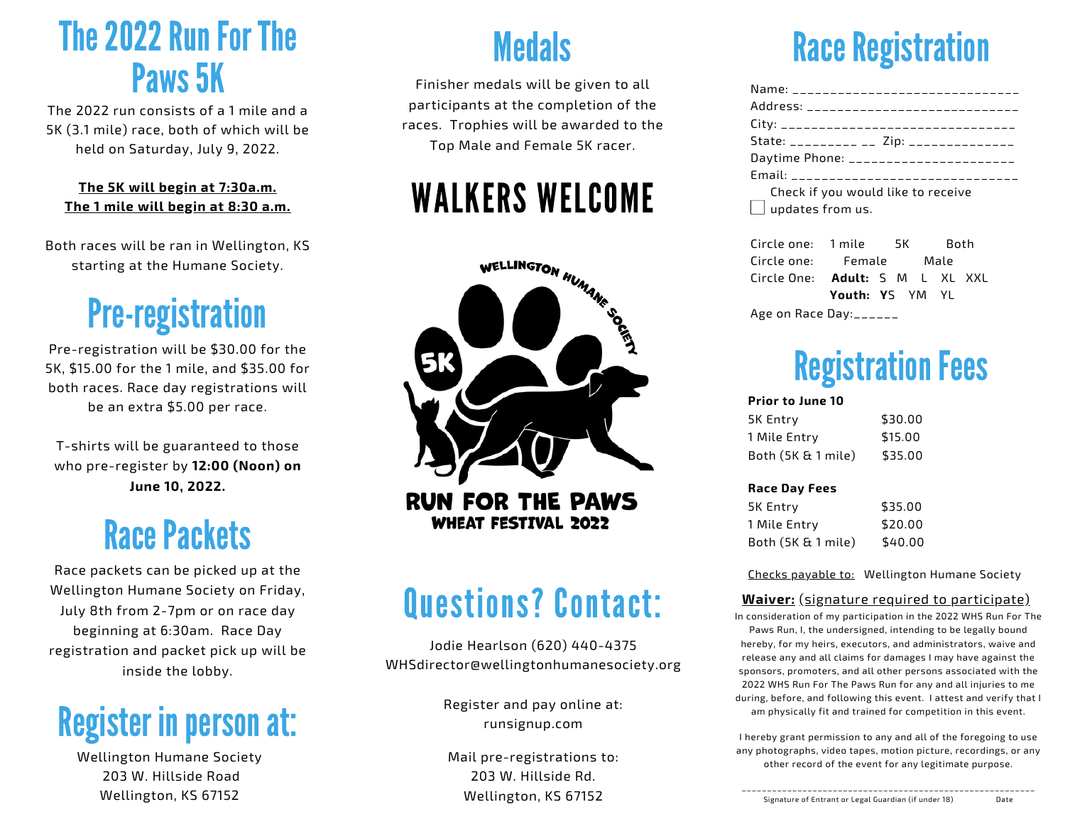# The 2022 Run For The Paws 5K

The 2022 run consists of a 1 mile and a 5K (3.1 mile) race, both of which will be held on Saturday, July 9, 2022.

**The 5K will begin at 7:30a.m.**
**The 1 mile will begin at 8:30 a.m.**

Both races will be ran in Wellington, KS starting at the Humane Society.

# Pre-registration

Pre-registration will be $30.00 for the 5K, $15.00 for the 1 mile, and $35.00 for both races. Race day registrations will be an extra $5.00 per race.

T-shirts will be guaranteed to those who pre-register by **12:00 (Noon) on June 10, 2022.**

# Race Packets

Race packets can be picked up at the Wellington Humane Society on Friday, July 8th from 2-7pm or on race day beginning at 6:30am. Race Day registration and packet pick up will be inside the lobby.

# Register in person at:

Wellington Humane Society
203 W. Hillside Road
Wellington, KS 67152

# Medals

Finisher medals will be given to all participants at the completion of the races. Trophies will be awarded to the Top Male and Female 5K racer.

# WALKERS WELCOME

WELLINGTON HUMANE SOCIETY
5K
RUN FOR THE PAWS
WHEAT FESTIVAL 2022

# Questions? Contact:

Jodie Hearlson (620) 440-4375
WHSdirector@wellingtonhumanesociety.org

Register and pay online at:
runsignup.com

Mail pre-registrations to:
203 W. Hillside Rd.
Wellington, KS 67152

# Race Registration

Name: ______________________________
Address: ____________________________
City: _______________________________
State: _________ __ Zip: ______________
Daytime Phone: ________________________
Email: ______________________________
☐ Check if you would like to receive updates from us.

Circle one: 1 mile 5K Both
Circle one: Female Male
Circle One: **Adult:** S M L XL XXL
**Youth:** YS YM YL
Age on Race Day:______

# Registration Fees

| | |
|---|---|
| **Prior to June 10** | |
| 5K Entry | $30.00 |
| 1 Mile Entry | $15.00 |
| Both (5K & 1 mile) | $35.00 |
| **Race Day Fees** | |
| 5K Entry | $35.00 |
| 1 Mile Entry | $20.00 |
| Both (5K & 1 mile) | $40.00 |

Checks payable to: Wellington Humane Society

**Waiver:** (signature required to participate)
In consideration of my participation in the 2022 WHS Run For The Paws Run, I, the undersigned, intending to be legally bound hereby, for my heirs, executors, and administrators, waive and release any and all claims for damages I may have against the sponsors, promoters, and all other persons associated with the 2022 WHS Run For The Paws Run for any and all injuries to me during, before, and following this event. I attest and verify that I am physically fit and trained for competition in this event.

I hereby grant permission to any and all of the foregoing to use any photographs, video tapes, motion picture, recordings, or any other record of the event for any legitimate purpose.

_______________________________________________________
Signature of Entrant or Legal Guardian (if under 18) Date